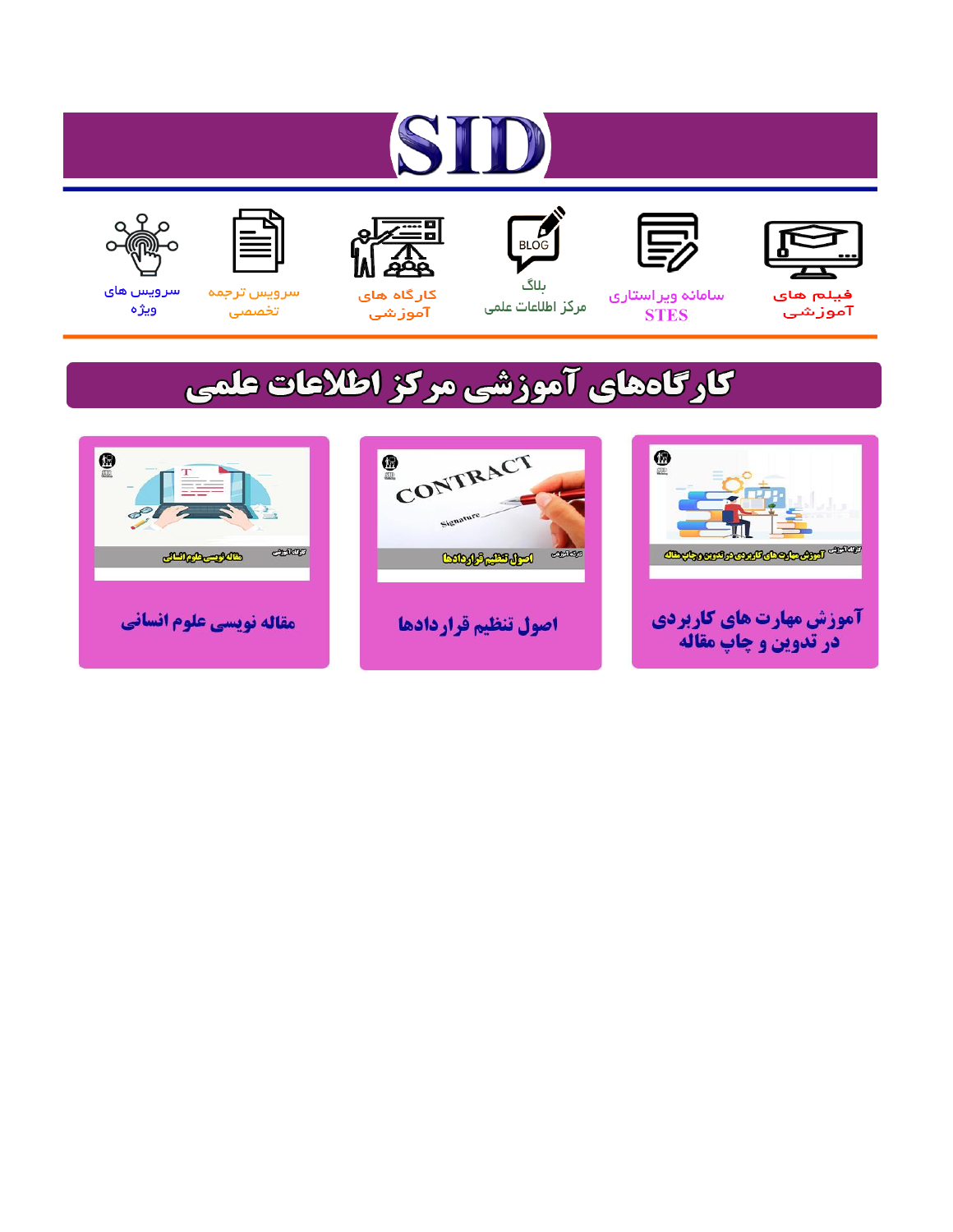# SID

فیلم های آموزشی

سامانه ویراستاری STES

بلاگ مرکز اطلاعات علمی

کارگاه های آموزشی

سرویس ترجمه تخصصی

سرویس های ویژه

## کارگاه‌های آموزشی مرکز اطلاعات علمی

آموزش مهارت های کاربردی در تدوین و چاپ مقاله

اصول تنظیم قراردادها

مقاله نویسی علوم انسانی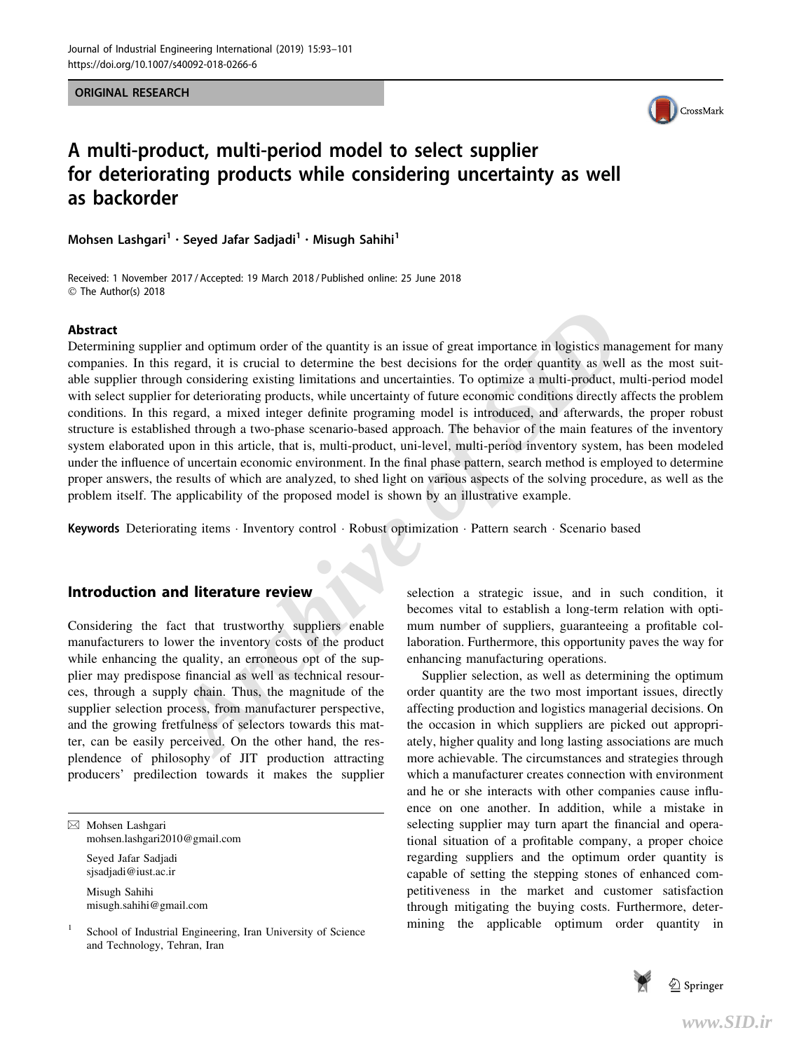## ORIGINAL RESEARCH

# A multi-product, multi-period model to select supplier for deteriorating products while considering uncertainty as well as backorder

**Mohsen Lashgari[1] · Seyed Jafar Sadjadi[1] · Misugh Sahihi[1]**

Received: 1 November 2017 / Accepted: 19 March 2018 / Published online: 25 June 2018
© The Author(s) 2018

### Abstract

Determining supplier and optimum order of the quantity is an issue of great importance in logistics management for many companies. In this regard, it is crucial to determine the best decisions for the order quantity as well as the most suitable supplier through considering existing limitations and uncertainties. To optimize a multi-product, multi-period model with select supplier for deteriorating products, while uncertainty of future economic conditions directly affects the problem conditions. In this regard, a mixed integer definite programing model is introduced, and afterwards, the proper robust structure is established through a two-phase scenario-based approach. The behavior of the main features of the inventory system elaborated upon in this article, that is, multi-product, uni-level, multi-period inventory system, has been modeled under the influence of uncertain economic environment. In the final phase pattern, search method is employed to determine proper answers, the results of which are analyzed, to shed light on various aspects of the solving procedure, as well as the problem itself. The applicability of the proposed model is shown by an illustrative example.

**Keywords** Deteriorating items · Inventory control · Robust optimization · Pattern search · Scenario based

## Introduction and literature review

Considering the fact that trustworthy suppliers enable manufacturers to lower the inventory costs of the product while enhancing the quality, an erroneous opt of the supplier may predispose financial as well as technical resources, through a supply chain. Thus, the magnitude of the supplier selection process, from manufacturer perspective, and the growing fretfulness of selectors towards this matter, can be easily perceived. On the other hand, the resplendence of philosophy of JIT production attracting producers' predilection towards it makes the supplier selection a strategic issue, and in such condition, it becomes vital to establish a long-term relation with optimum number of suppliers, guaranteeing a profitable collaboration. Furthermore, this opportunity paves the way for enhancing manufacturing operations.

Supplier selection, as well as determining the optimum order quantity are the two most important issues, directly affecting production and logistics managerial decisions. On the occasion in which suppliers are picked out appropriately, higher quality and long lasting associations are much more achievable. The circumstances and strategies through which a manufacturer creates connection with environment and he or she interacts with other companies cause influence on one another. In addition, while a mistake in selecting supplier may turn apart the financial and operational situation of a profitable company, a proper choice regarding suppliers and the optimum order quantity is capable of setting the stepping stones of enhanced competitiveness in the market and customer satisfaction through mitigating the buying costs. Furthermore, determining the applicable optimum order quantity in

---

✉ Mohsen Lashgari
mohsen.lashgari2010@gmail.com

Seyed Jafar Sadjadi
sjsadjadi@iust.ac.ir

Misugh Sahihi
misugh.sahihi@gmail.com

[1] School of Industrial Engineering, Iran University of Science and Technology, Tehran, Iran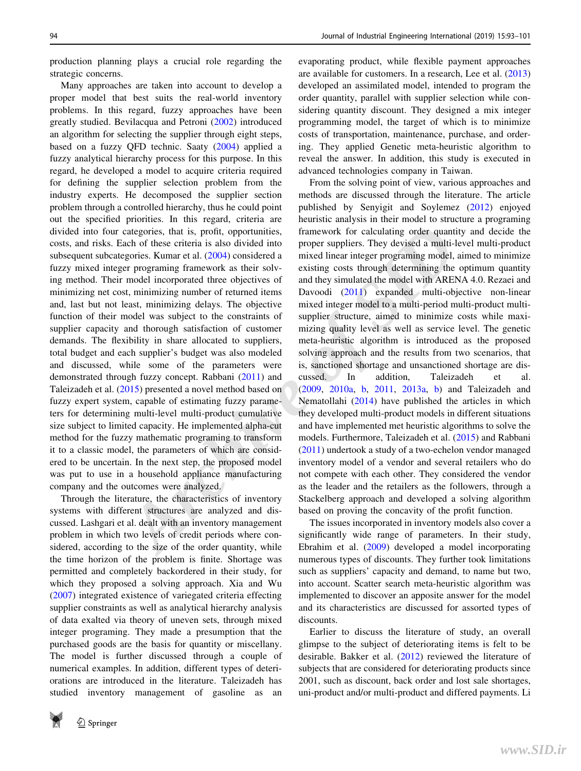production planning plays a crucial role regarding the strategic concerns.

Many approaches are taken into account to develop a proper model that best suits the real-world inventory problems. In this regard, fuzzy approaches have been greatly studied. Bevilacqua and Petroni (2002) introduced an algorithm for selecting the supplier through eight steps, based on a fuzzy QFD technic. Saaty (2004) applied a fuzzy analytical hierarchy process for this purpose. In this regard, he developed a model to acquire criteria required for defining the supplier selection problem from the industry experts. He decomposed the supplier section problem through a controlled hierarchy, thus he could point out the specified priorities. In this regard, criteria are divided into four categories, that is, profit, opportunities, costs, and risks. Each of these criteria is also divided into subsequent subcategories. Kumar et al. (2004) considered a fuzzy mixed integer programing framework as their solving method. Their model incorporated three objectives of minimizing net cost, minimizing number of returned items and, last but not least, minimizing delays. The objective function of their model was subject to the constraints of supplier capacity and thorough satisfaction of customer demands. The flexibility in share allocated to suppliers, total budget and each supplier's budget was also modeled and discussed, while some of the parameters were demonstrated through fuzzy concept. Rabbani (2011) and Taleizadeh et al. (2015) presented a novel method based on fuzzy expert system, capable of estimating fuzzy parameters for determining multi-level multi-product cumulative size subject to limited capacity. He implemented alpha-cut method for the fuzzy mathematic programing to transform it to a classic model, the parameters of which are considered to be uncertain. In the next step, the proposed model was put to use in a household appliance manufacturing company and the outcomes were analyzed.

Through the literature, the characteristics of inventory systems with different structures are analyzed and discussed. Lashgari et al. dealt with an inventory management problem in which two levels of credit periods were considered, according to the size of the order quantity, while the time horizon of the problem is finite. Shortage was permitted and completely backordered in their study, for which they proposed a solving approach. Xia and Wu (2007) integrated existence of variegated criteria effecting supplier constraints as well as analytical hierarchy analysis of data exalted via theory of uneven sets, through mixed integer programing. They made a presumption that the purchased goods are the basis for quantity or miscellany. The model is further discussed through a couple of numerical examples. In addition, different types of deteriorations are introduced in the literature. Taleizadeh has studied inventory management of gasoline as an evaporating product, while flexible payment approaches are available for customers. In a research, Lee et al. (2013) developed an assimilated model, intended to program the order quantity, parallel with supplier selection while considering quantity discount. They designed a mix integer programming model, the target of which is to minimize costs of transportation, maintenance, purchase, and ordering. They applied Genetic meta-heuristic algorithm to reveal the answer. In addition, this study is executed in advanced technologies company in Taiwan.

From the solving point of view, various approaches and methods are discussed through the literature. The article published by Senyigit and Soylemez (2012) enjoyed heuristic analysis in their model to structure a programing framework for calculating order quantity and decide the proper suppliers. They devised a multi-level multi-product mixed linear integer programing model, aimed to minimize existing costs through determining the optimum quantity and they simulated the model with ARENA 4.0. Rezaei and Davoodi (2011) expanded multi-objective non-linear mixed integer model to a multi-period multi-product multi-supplier structure, aimed to minimize costs while maximizing quality level as well as service level. The genetic meta-heuristic algorithm is introduced as the proposed solving approach and the results from two scenarios, that is, sanctioned shortage and unsanctioned shortage are discussed. In addition, Taleizadeh et al. (2009, 2010a, b, 2011, 2013a, b) and Taleizadeh and Nematollahi (2014) have published the articles in which they developed multi-product models in different situations and have implemented met heuristic algorithms to solve the models. Furthermore, Taleizadeh et al. (2015) and Rabbani (2011) undertook a study of a two-echelon vendor managed inventory model of a vendor and several retailers who do not compete with each other. They considered the vendor as the leader and the retailers as the followers, through a Stackelberg approach and developed a solving algorithm based on proving the concavity of the profit function.

The issues incorporated in inventory models also cover a significantly wide range of parameters. In their study, Ebrahim et al. (2009) developed a model incorporating numerous types of discounts. They further took limitations such as suppliers' capacity and demand, to name but two, into account. Scatter search meta-heuristic algorithm was implemented to discover an apposite answer for the model and its characteristics are discussed for assorted types of discounts.

Earlier to discuss the literature of study, an overall glimpse to the subject of deteriorating items is felt to be desirable. Bakker et al. (2012) reviewed the literature of subjects that are considered for deteriorating products since 2001, such as discount, back order and lost sale shortages, uni-product and/or multi-product and differed payments. Li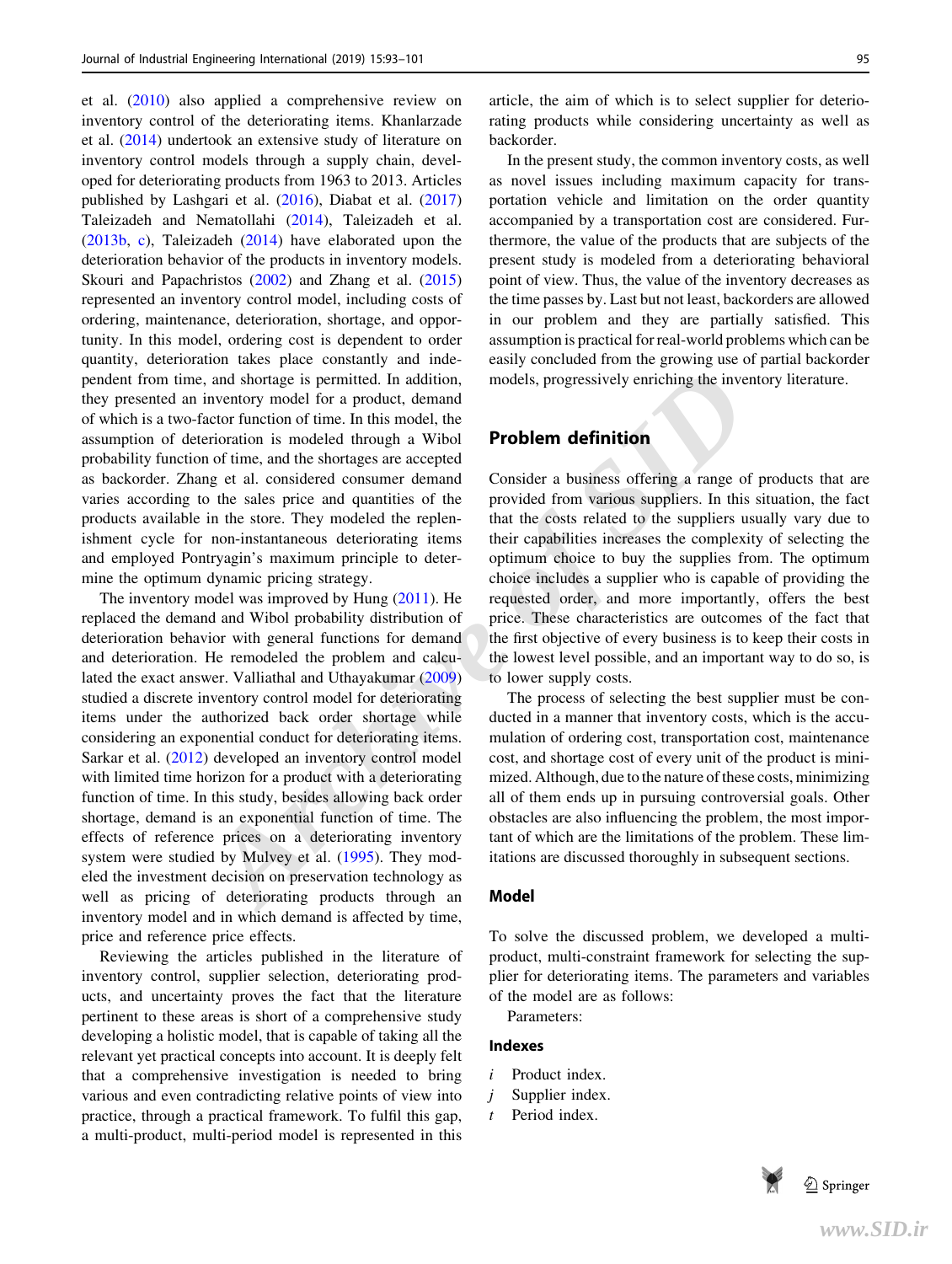et al. (2010) also applied a comprehensive review on inventory control of the deteriorating items. Khanlarzade et al. (2014) undertook an extensive study of literature on inventory control models through a supply chain, developed for deteriorating products from 1963 to 2013. Articles published by Lashgari et al. (2016), Diabat et al. (2017) Taleizadeh and Nematollahi (2014), Taleizadeh et al. (2013b, c), Taleizadeh (2014) have elaborated upon the deterioration behavior of the products in inventory models. Skouri and Papachristos (2002) and Zhang et al. (2015) represented an inventory control model, including costs of ordering, maintenance, deterioration, shortage, and opportunity. In this model, ordering cost is dependent to order quantity, deterioration takes place constantly and independent from time, and shortage is permitted. In addition, they presented an inventory model for a product, demand of which is a two-factor function of time. In this model, the assumption of deterioration is modeled through a Wibol probability function of time, and the shortages are accepted as backorder. Zhang et al. considered consumer demand varies according to the sales price and quantities of the products available in the store. They modeled the replenishment cycle for non-instantaneous deteriorating items and employed Pontryagin's maximum principle to determine the optimum dynamic pricing strategy.

The inventory model was improved by Hung (2011). He replaced the demand and Wibol probability distribution of deterioration behavior with general functions for demand and deterioration. He remodeled the problem and calculated the exact answer. Valliathal and Uthayakumar (2009) studied a discrete inventory control model for deteriorating items under the authorized back order shortage while considering an exponential conduct for deteriorating items. Sarkar et al. (2012) developed an inventory control model with limited time horizon for a product with a deteriorating function of time. In this study, besides allowing back order shortage, demand is an exponential function of time. The effects of reference prices on a deteriorating inventory system were studied by Mulvey et al. (1995). They modeled the investment decision on preservation technology as well as pricing of deteriorating products through an inventory model and in which demand is affected by time, price and reference price effects.

Reviewing the articles published in the literature of inventory control, supplier selection, deteriorating products, and uncertainty proves the fact that the literature pertinent to these areas is short of a comprehensive study developing a holistic model, that is capable of taking all the relevant yet practical concepts into account. It is deeply felt that a comprehensive investigation is needed to bring various and even contradicting relative points of view into practice, through a practical framework. To fulfil this gap, a multi-product, multi-period model is represented in this article, the aim of which is to select supplier for deteriorating products while considering uncertainty as well as backorder.

In the present study, the common inventory costs, as well as novel issues including maximum capacity for transportation vehicle and limitation on the order quantity accompanied by a transportation cost are considered. Furthermore, the value of the products that are subjects of the present study is modeled from a deteriorating behavioral point of view. Thus, the value of the inventory decreases as the time passes by. Last but not least, backorders are allowed in our problem and they are partially satisfied. This assumption is practical for real-world problems which can be easily concluded from the growing use of partial backorder models, progressively enriching the inventory literature.

## Problem definition

Consider a business offering a range of products that are provided from various suppliers. In this situation, the fact that the costs related to the suppliers usually vary due to their capabilities increases the complexity of selecting the optimum choice to buy the supplies from. The optimum choice includes a supplier who is capable of providing the requested order, and more importantly, offers the best price. These characteristics are outcomes of the fact that the first objective of every business is to keep their costs in the lowest level possible, and an important way to do so, is to lower supply costs.

The process of selecting the best supplier must be conducted in a manner that inventory costs, which is the accumulation of ordering cost, transportation cost, maintenance cost, and shortage cost of every unit of the product is minimized. Although, due to the nature of these costs, minimizing all of them ends up in pursuing controversial goals. Other obstacles are also influencing the problem, the most important of which are the limitations of the problem. These limitations are discussed thoroughly in subsequent sections.

### Model

To solve the discussed problem, we developed a multi-product, multi-constraint framework for selecting the supplier for deteriorating items. The parameters and variables of the model are as follows:

Parameters:

### Indexes

- $i$ Product index.
- $j$ Supplier index.
- $t$ Period index.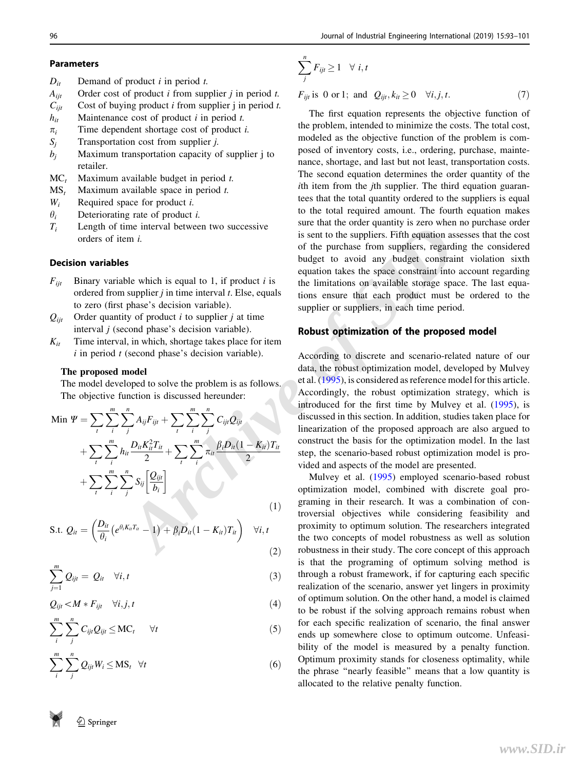### Parameters

- $D_{it}$ Demand of product $i$ in period $t$.
- $A_{ijt}$ Order cost of product $i$ from supplier $j$ in period $t$.
- $C_{ijt}$ Cost of buying product $i$ from supplier j in period $t$.
- $h_{it}$ Maintenance cost of product $i$ in period $t$.
- $\pi_i$ Time dependent shortage cost of product $i$.
- $S_j$ Transportation cost from supplier $j$.
- $b_j$ Maximum transportation capacity of supplier j to retailer.
- $\mathrm{MC}_t$ Maximum available budget in period $t$.
- $\mathrm{MS}_t$ Maximum available space in period $t$.
- $W_i$ Required space for product $i$.
- $\theta_i$ Deteriorating rate of product $i$.
- $T_i$ Length of time interval between two successive orders of item $i$.

### Decision variables

- $F_{ijt}$ Binary variable which is equal to 1, if product $i$ is ordered from supplier $j$ in time interval $t$. Else, equals to zero (first phase's decision variable).
- $Q_{ijt}$ Order quantity of product $i$ to supplier $j$ at time interval $j$ (second phase's decision variable).
- $K_{it}$ Time interval, in which, shortage takes place for item $i$ in period $t$ (second phase's decision variable).

#### The proposed model

The model developed to solve the problem is as follows. The objective function is discussed hereunder:

$$\begin{aligned}
\text{Min } \Psi = & \sum_t \sum_i^m \sum_j^n A_{ij} F_{ijt} + \sum_t \sum_i^m \sum_j^n C_{ijt} Q_{ijt} \\
& + \sum_t \sum_i^m h_{it} \frac{D_{it} K_{it}^2 T_{it}}{2} + \sum_t \sum_i^m \pi_{it} \frac{\beta_i D_{it}(1-K_{it}) T_{it}}{2} \\
& + \sum_t \sum_i^m \sum_j^n S_{ij} \left[ \frac{Q_{ijt}}{b_i} \right]
\end{aligned} \tag{1}$$

$$\text{S.t. } Q_{it} = \left( \frac{D_{it}}{\theta_i} \left( e^{\theta_i K_{it} T_{it}} - 1 \right) + \beta_i D_{it} (1 - K_{it}) T_{it} \right) \quad \forall i, t \tag{2}$$

$$\sum_{j=1}^m Q_{ijt} = Q_{it} \quad \forall i, t \tag{3}$$

$$Q_{ijt} < M * F_{ijt} \quad \forall i, j, t \tag{4}$$

$$\sum_i^m \sum_j^n C_{ijt} Q_{ijt} \leq \mathrm{MC}_t \quad \forall t \tag{5}$$

$$\sum_i^m \sum_j^n Q_{ijt} W_i \leq \mathrm{MS}_t \quad \forall t \tag{6}$$

$$\sum_j^n F_{ijt} \geq 1 \quad \forall\ i, t$$

$$F_{ijt} \text{ is } 0 \text{ or } 1; \text{ and } Q_{ijt}, k_{it} \geq 0 \quad \forall i, j, t. \tag{7}$$

The first equation represents the objective function of the problem, intended to minimize the costs. The total cost, modeled as the objective function of the problem is composed of inventory costs, i.e., ordering, purchase, maintenance, shortage, and last but not least, transportation costs. The second equation determines the order quantity of the $i$th item from the $j$th supplier. The third equation guarantees that the total quantity ordered to the suppliers is equal to the total required amount. The fourth equation makes sure that the order quantity is zero when no purchase order is sent to the suppliers. Fifth equation assesses that the cost of the purchase from suppliers, regarding the considered budget to avoid any budget constraint violation sixth equation takes the space constraint into account regarding the limitations on available storage space. The last equations ensure that each product must be ordered to the supplier or suppliers, in each time period.

### Robust optimization of the proposed model

According to discrete and scenario-related nature of our data, the robust optimization model, developed by Mulvey et al. (1995), is considered as reference model for this article. Accordingly, the robust optimization strategy, which is introduced for the first time by Mulvey et al. (1995), is discussed in this section. In addition, studies taken place for linearization of the proposed approach are also argued to construct the basis for the optimization model. In the last step, the scenario-based robust optimization model is provided and aspects of the model are presented.

Mulvey et al. (1995) employed scenario-based robust optimization model, combined with discrete goal programing in their research. It was a combination of controversial objectives while considering feasibility and proximity to optimum solution. The researchers integrated the two concepts of model robustness as well as solution robustness in their study. The core concept of this approach is that the programing of optimum solving method is through a robust framework, if for capturing each specific realization of the scenario, answer yet lingers in proximity of optimum solution. On the other hand, a model is claimed to be robust if the solving approach remains robust when for each specific realization of scenario, the final answer ends up somewhere close to optimum outcome. Unfeasibility of the model is measured by a penalty function. Optimum proximity stands for closeness optimality, while the phrase "nearly feasible" means that a low quantity is allocated to the relative penalty function.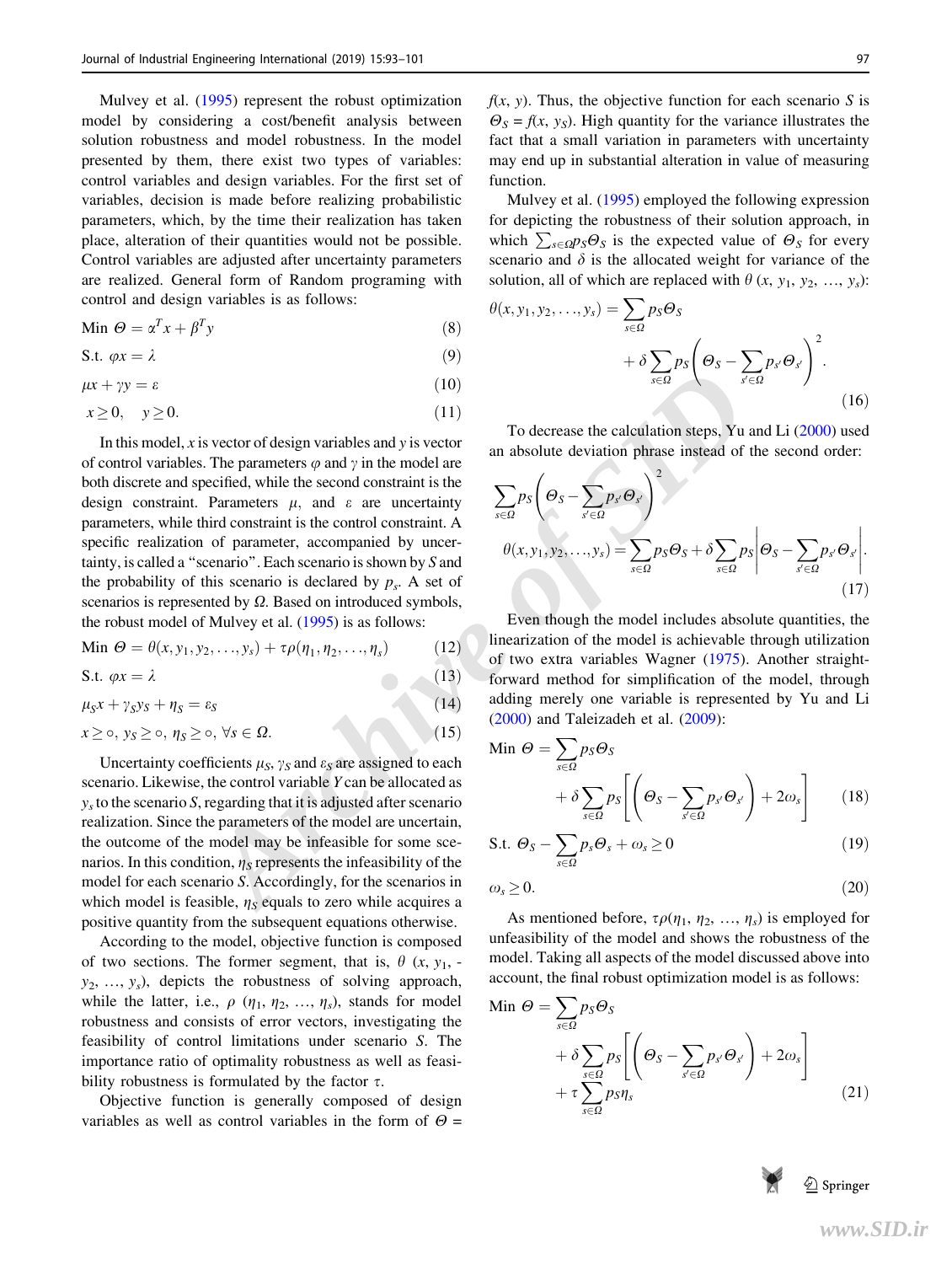Mulvey et al. (1995) represent the robust optimization model by considering a cost/benefit analysis between solution robustness and model robustness. In the model presented by them, there exist two types of variables: control variables and design variables. For the first set of variables, decision is made before realizing probabilistic parameters, which, by the time their realization has taken place, alteration of their quantities would not be possible. Control variables are adjusted after uncertainty parameters are realized. General form of Random programing with control and design variables is as follows:

$$\text{Min } \Theta = \alpha^T x + \beta^T y \tag{8}$$

$$\text{S.t. } \varphi x = \lambda \tag{9}$$

$$\mu x + \gamma y = \varepsilon \tag{10}$$

$$x \geq 0, \quad y \geq 0. \tag{11}$$

In this model, $x$ is vector of design variables and $y$ is vector of control variables. The parameters $\varphi$ and $\gamma$ in the model are both discrete and specified, while the second constraint is the design constraint. Parameters $\mu$, and $\varepsilon$ are uncertainty parameters, while third constraint is the control constraint. A specific realization of parameter, accompanied by uncertainty, is called a "scenario". Each scenario is shown by $S$ and the probability of this scenario is declared by $p_s$. A set of scenarios is represented by $\Omega$. Based on introduced symbols, the robust model of Mulvey et al. (1995) is as follows:

$$\text{Min } \Theta = \theta(x, y_1, y_2, \ldots, y_s) + \tau\rho(\eta_1, \eta_2, \ldots, \eta_s) \tag{12}$$

$$\text{S.t. } \varphi x = \lambda \tag{13}$$

$$\mu_S x + \gamma_S y_S + \eta_S = \varepsilon_S \tag{14}$$

$$x \geq \circ, \; y_S \geq \circ, \; \eta_S \geq \circ, \; \forall s \in \Omega. \tag{15}$$

Uncertainty coefficients $\mu_S$, $\gamma_S$ and $\varepsilon_S$ are assigned to each scenario. Likewise, the control variable $Y$ can be allocated as $y_s$ to the scenario $S$, regarding that it is adjusted after scenario realization. Since the parameters of the model are uncertain, the outcome of the model may be infeasible for some scenarios. In this condition, $\eta_S$ represents the infeasibility of the model for each scenario $S$. Accordingly, for the scenarios in which model is feasible, $\eta_S$ equals to zero while acquires a positive quantity from the subsequent equations otherwise.

According to the model, objective function is composed of two sections. The former segment, that is, $\theta$ ($x$, $y_1$, $y_2$, …, $y_s$), depicts the robustness of solving approach, while the latter, i.e., $\rho$ ($\eta_1$, $\eta_2$, …, $\eta_s$), stands for model robustness and consists of error vectors, investigating the feasibility of control limitations under scenario $S$. The importance ratio of optimality robustness as well as feasibility robustness is formulated by the factor $\tau$.

Objective function is generally composed of design variables as well as control variables in the form of $\Theta = f(x, y)$. Thus, the objective function for each scenario $S$ is $\Theta_S = f(x, y_S)$. High quantity for the variance illustrates the fact that a small variation in parameters with uncertainty may end up in substantial alteration in value of measuring function.

Mulvey et al. (1995) employed the following expression for depicting the robustness of their solution approach, in which $\sum_{s \in \Omega} p_S \Theta_S$ is the expected value of $\Theta_S$ for every scenario and $\delta$ is the allocated weight for variance of the solution, all of which are replaced with $\theta$ ($x$, $y_1$, $y_2$, …, $y_s$):

$$\theta(x, y_1, y_2, \ldots, y_s) = \sum_{s \in \Omega} p_S \Theta_S + \delta \sum_{s \in \Omega} p_S \left( \Theta_S - \sum_{s' \in \Omega} p_{s'} \Theta_{s'} \right)^2. \tag{16}$$

To decrease the calculation steps, Yu and Li (2000) used an absolute deviation phrase instead of the second order:

$$\sum_{s \in \Omega} p_S \left( \Theta_S - \sum_{s' \in \Omega} p_{s'} \Theta_{s'} \right)^2$$

$$\theta(x, y_1, y_2, \ldots, y_s) = \sum_{s \in \Omega} p_S \Theta_S + \delta \sum_{s \in \Omega} p_S \left| \Theta_S - \sum_{s' \in \Omega} p_{s'} \Theta_{s'} \right|. \tag{17}$$

Even though the model includes absolute quantities, the linearization of the model is achievable through utilization of two extra variables Wagner (1975). Another straightforward method for simplification of the model, through adding merely one variable is represented by Yu and Li (2000) and Taleizadeh et al. (2009):

$$\text{Min } \Theta = \sum_{s \in \Omega} p_S \Theta_S + \delta \sum_{s \in \Omega} p_S \left[ \left( \Theta_S - \sum_{s' \in \Omega} p_{s'} \Theta_{s'} \right) + 2\omega_s \right] \tag{18}$$

$$\text{S.t. } \Theta_S - \sum_{s \in \Omega} p_s \Theta_s + \omega_s \geq 0 \tag{19}$$

$$\omega_s \geq 0. \tag{20}$$

As mentioned before, $\tau\rho(\eta_1, \eta_2, \ldots, \eta_s)$ is employed for unfeasibility of the model and shows the robustness of the model. Taking all aspects of the model discussed above into account, the final robust optimization model is as follows:

$$\text{Min } \Theta = \sum_{s \in \Omega} p_S \Theta_S + \delta \sum_{s \in \Omega} p_S \left[ \left( \Theta_S - \sum_{s' \in \Omega} p_{s'} \Theta_{s'} \right) + 2\omega_s \right] + \tau \sum_{s \in \Omega} p_S \eta_s \tag{21}$$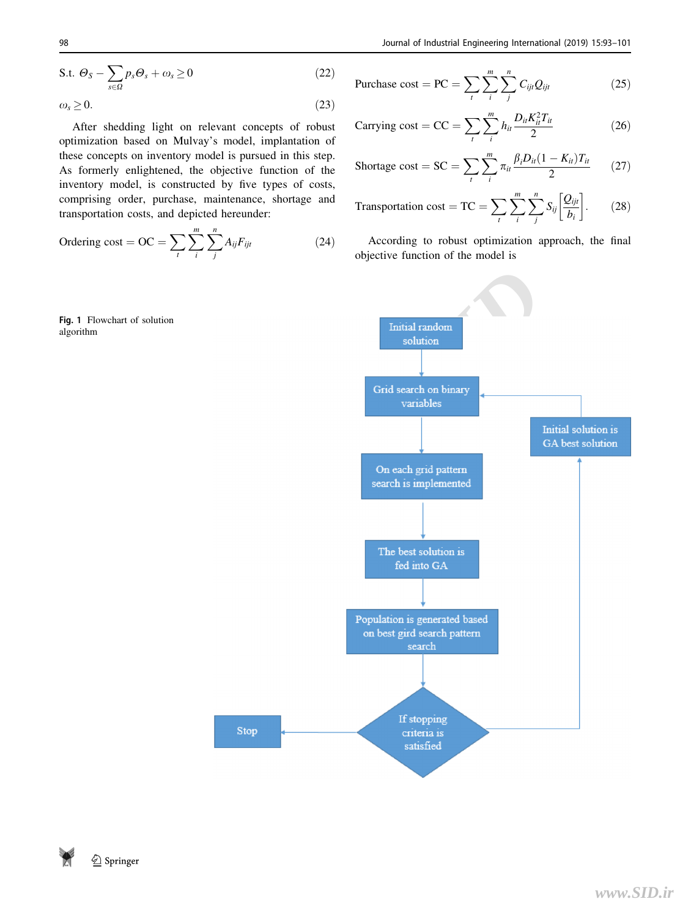$$\text{S.t. } \Theta_S - \sum_{s\in\Omega} p_s \Theta_s + \omega_s \geq 0 \tag{22}$$

$$\omega_s \geq 0. \tag{23}$$

After shedding light on relevant concepts of robust optimization based on Mulvay's model, implantation of these concepts on inventory model is pursued in this step. As formerly enlightened, the objective function of the inventory model, is constructed by five types of costs, comprising order, purchase, maintenance, shortage and transportation costs, and depicted hereunder:

$$\text{Ordering cost} = \text{OC} = \sum_t \sum_i^m \sum_j^n A_{ij} F_{ijt} \tag{24}$$

$$\text{Purchase cost} = \text{PC} = \sum_t \sum_i^m \sum_j^n C_{ijt} Q_{ijt} \tag{25}$$

$$\text{Carrying cost} = \text{CC} = \sum_t \sum_i^m h_{it} \frac{D_{it} K_{it}^2 T_{it}}{2} \tag{26}$$

$$\text{Shortage cost} = \text{SC} = \sum_t \sum_i^m \pi_{it} \frac{\beta_i D_{it}(1 - K_{it}) T_{it}}{2} \tag{27}$$

$$\text{Transportation cost} = \text{TC} = \sum_t \sum_i^m \sum_j^n S_{ij} \left[ \frac{Q_{ijt}}{b_i} \right]. \tag{28}$$

According to robust optimization approach, the final objective function of the model is

Initial random solution → Grid search on binary variables → On each grid pattern search is implemented → The best solution is fed into GA → Population is generated based on best gird search pattern search → If stopping criteria is satisfied → Stop (otherwise: Initial solution is GA best solution → Grid search on binary variables)

**Fig. 1** Flowchart of solution algorithm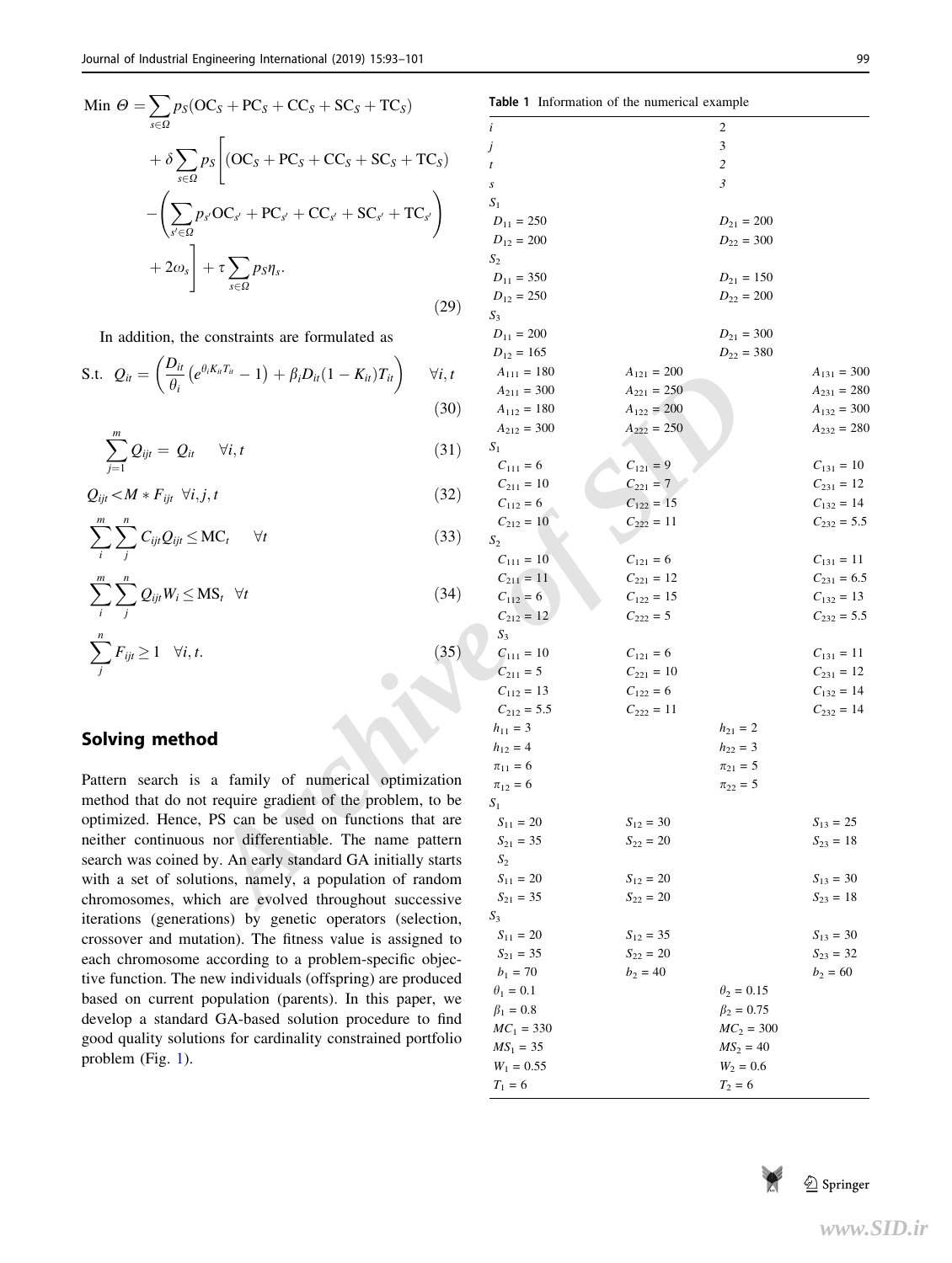$$\text{Min } \Theta = \sum_{s \in \Omega} p_S(\text{OC}_S + \text{PC}_S + \text{CC}_S + \text{SC}_S + \text{TC}_S) + \delta \sum_{s \in \Omega} p_S \left[ (\text{OC}_S + \text{PC}_S + \text{CC}_S + \text{SC}_S + \text{TC}_S) - \left( \sum_{s' \in \Omega} p_{s'} \text{OC}_{s'} + \text{PC}_{s'} + \text{CC}_{s'} + \text{SC}_{s'} + \text{TC}_{s'} \right) + 2\omega_s \right] + \tau \sum_{s \in \Omega} p_S \eta_s. \quad (29)$$

In addition, the constraints are formulated as

$$\text{S.t. } Q_{it} = \left( \frac{D_{it}}{\theta_i} \left( e^{\theta_i K_{it} T_{it}} - 1 \right) + \beta_i D_{it} (1 - K_{it}) T_{it} \right) \quad \forall i, t \quad (30)$$

$$\sum_{j=1}^{m} Q_{ijt} = Q_{it} \quad \forall i, t \quad (31)$$

$$Q_{ijt} < M * F_{ijt} \quad \forall i, j, t \quad (32)$$

$$\sum_{i}^{m} \sum_{j}^{n} C_{ijt} Q_{ijt} \leq \text{MC}_t \quad \forall t \quad (33)$$

$$\sum_{i}^{m} \sum_{j}^{n} Q_{ijt} W_i \leq \text{MS}_t \quad \forall t \quad (34)$$

$$\sum_{j}^{n} F_{ijt} \geq 1 \quad \forall i, t. \quad (35)$$

## Solving method

Pattern search is a family of numerical optimization method that do not require gradient of the problem, to be optimized. Hence, PS can be used on functions that are neither continuous nor differentiable. The name pattern search was coined by. An early standard GA initially starts with a set of solutions, namely, a population of random chromosomes, which are evolved throughout successive iterations (generations) by genetic operators (selection, crossover and mutation). The fitness value is assigned to each chromosome according to a problem-specific objective function. The new individuals (offspring) are produced based on current population (parents). In this paper, we develop a standard GA-based solution procedure to find good quality solutions for cardinality constrained portfolio problem (Fig. 1).

**Table 1** Information of the numerical example

| | | |
|---|---|---|
| $i$ | | 2 |
| $j$ | | 3 |
| $t$ | | 2 |
| $s$ | | 3 |
| $S_1$ | | |
| $D_{11} = 250$ | | $D_{21} = 200$ |
| $D_{12} = 200$ | | $D_{22} = 300$ |
| $S_2$ | | |
| $D_{11} = 350$ | | $D_{21} = 150$ |
| $D_{12} = 250$ | | $D_{22} = 200$ |
| $S_3$ | | |
| $D_{11} = 200$ | | $D_{21} = 300$ |
| $D_{12} = 165$ | | $D_{22} = 380$ |
| $A_{111} = 180$ | $A_{121} = 200$ | $A_{131} = 300$ |
| $A_{211} = 300$ | $A_{221} = 250$ | $A_{231} = 280$ |
| $A_{112} = 180$ | $A_{122} = 200$ | $A_{132} = 300$ |
| $A_{212} = 300$ | $A_{222} = 250$ | $A_{232} = 280$ |
| $S_1$ | | |
| $C_{111} = 6$ | $C_{121} = 9$ | $C_{131} = 10$ |
| $C_{211} = 10$ | $C_{221} = 7$ | $C_{231} = 12$ |
| $C_{112} = 6$ | $C_{122} = 15$ | $C_{132} = 14$ |
| $C_{212} = 10$ | $C_{222} = 11$ | $C_{232} = 5.5$ |
| $S_2$ | | |
| $C_{111} = 10$ | $C_{121} = 6$ | $C_{131} = 11$ |
| $C_{211} = 11$ | $C_{221} = 12$ | $C_{231} = 6.5$ |
| $C_{112} = 6$ | $C_{122} = 15$ | $C_{132} = 13$ |
| $C_{212} = 12$ | $C_{222} = 5$ | $C_{232} = 5.5$ |
| $S_3$ | | |
| $C_{111} = 10$ | $C_{121} = 6$ | $C_{131} = 11$ |
| $C_{211} = 5$ | $C_{221} = 10$ | $C_{231} = 12$ |
| $C_{112} = 13$ | $C_{122} = 6$ | $C_{132} = 14$ |
| $C_{212} = 5.5$ | $C_{222} = 11$ | $C_{232} = 14$ |
| $h_{11} = 3$ | | $h_{21} = 2$ |
| $h_{12} = 4$ | | $h_{22} = 3$ |
| $\pi_{11} = 6$ | | $\pi_{21} = 5$ |
| $\pi_{12} = 6$ | | $\pi_{22} = 5$ |
| $S_1$ | | |
| $S_{11} = 20$ | $S_{12} = 30$ | $S_{13} = 25$ |
| $S_{21} = 35$ | $S_{22} = 20$ | $S_{23} = 18$ |
| $S_2$ | | |
| $S_{11} = 20$ | $S_{12} = 20$ | $S_{13} = 30$ |
| $S_{21} = 35$ | $S_{22} = 20$ | $S_{23} = 18$ |
| $S_3$ | | |
| $S_{11} = 20$ | $S_{12} = 35$ | $S_{13} = 30$ |
| $S_{21} = 35$ | $S_{22} = 20$ | $S_{23} = 32$ |
| $b_1 = 70$ | $b_2 = 40$ | $b_2 = 60$ |
| $\theta_1 = 0.1$ | | $\theta_2 = 0.15$ |
| $\beta_1 = 0.8$ | | $\beta_2 = 0.75$ |
| $MC_1 = 330$ | | $MC_2 = 300$ |
| $MS_1 = 35$ | | $MS_2 = 40$ |
| $W_1 = 0.55$ | | $W_2 = 0.6$ |
| $T_1 = 6$ | | $T_2 = 6$ |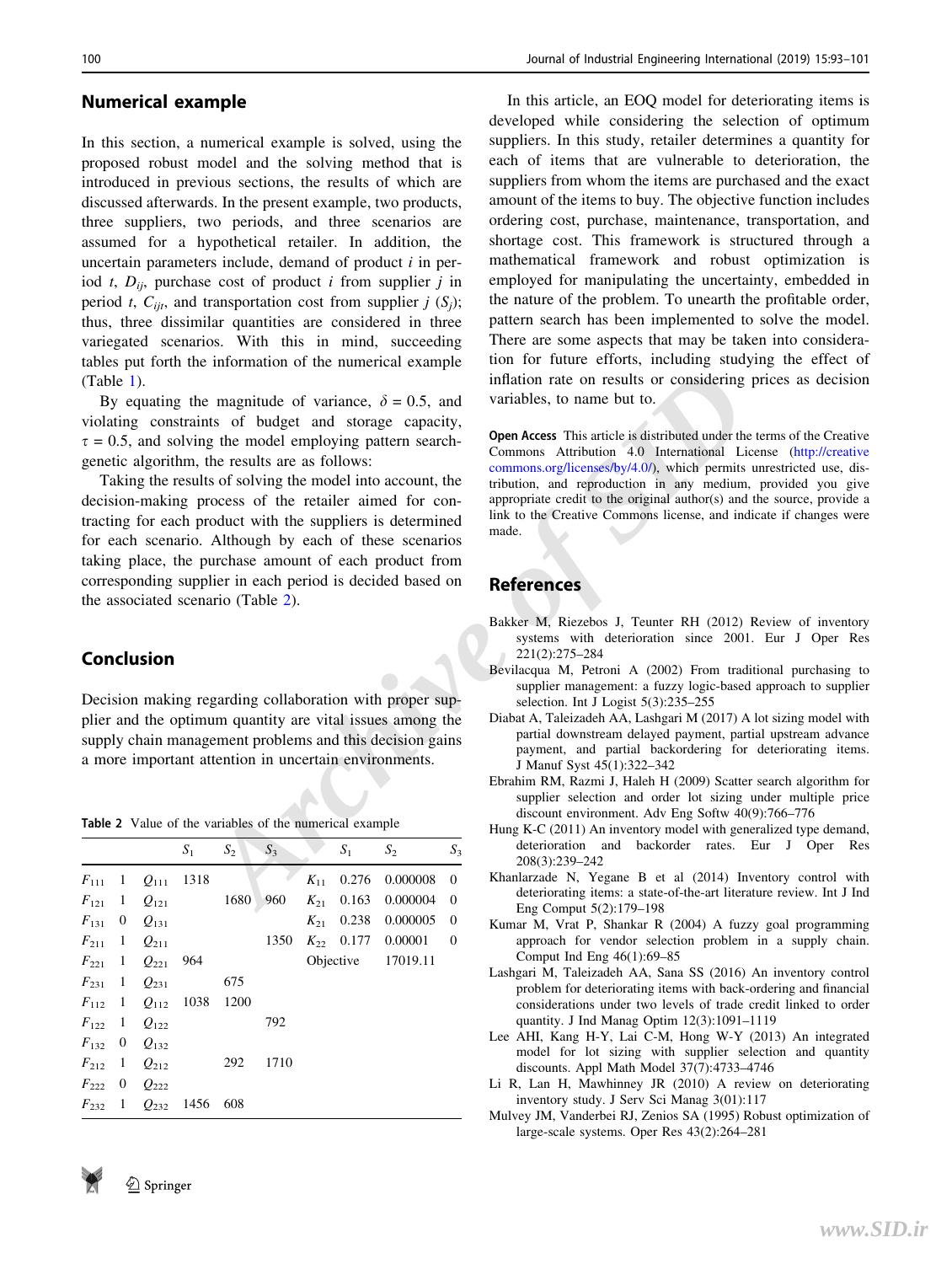## Numerical example

In this section, a numerical example is solved, using the proposed robust model and the solving method that is introduced in previous sections, the results of which are discussed afterwards. In the present example, two products, three suppliers, two periods, and three scenarios are assumed for a hypothetical retailer. In addition, the uncertain parameters include, demand of product $i$ in period $t$, $D_{ij}$, purchase cost of product $i$ from supplier $j$ in period $t$, $C_{ijt}$, and transportation cost from supplier $j$ ($S_j$); thus, three dissimilar quantities are considered in three variegated scenarios. With this in mind, succeeding tables put forth the information of the numerical example (Table 1).

By equating the magnitude of variance, $\delta = 0.5$, and violating constraints of budget and storage capacity, $\tau = 0.5$, and solving the model employing pattern search-genetic algorithm, the results are as follows:

Taking the results of solving the model into account, the decision-making process of the retailer aimed for contracting for each product with the suppliers is determined for each scenario. Although by each of these scenarios taking place, the purchase amount of each product from corresponding supplier in each period is decided based on the associated scenario (Table 2).

## Conclusion

Decision making regarding collaboration with proper supplier and the optimum quantity are vital issues among the supply chain management problems and this decision gains a more important attention in uncertain environments.

**Table 2** Value of the variables of the numerical example

| | | | $S_1$ | $S_2$ | $S_3$ | | $S_1$ | $S_2$ | $S_3$ |
|---|---|---|---|---|---|---|---|---|---|
| $F_{111}$ | 1 | $Q_{111}$ | 1318 | | | $K_{11}$ | 0.276 | 0.000008 | 0 |
| $F_{121}$ | 1 | $Q_{121}$ | | 1680 | 960 | $K_{21}$ | 0.163 | 0.000004 | 0 |
| $F_{131}$ | 0 | $Q_{131}$ | | | | $K_{21}$ | 0.238 | 0.000005 | 0 |
| $F_{211}$ | 1 | $Q_{211}$ | | | 1350 | $K_{22}$ | 0.177 | 0.00001 | 0 |
| $F_{221}$ | 1 | $Q_{221}$ | 964 | | | Objective | | 17019.11 | |
| $F_{231}$ | 1 | $Q_{231}$ | | 675 | | | | | |
| $F_{112}$ | 1 | $Q_{112}$ | 1038 | 1200 | | | | | |
| $F_{122}$ | 1 | $Q_{122}$ | | | 792 | | | | |
| $F_{132}$ | 0 | $Q_{132}$ | | | | | | | |
| $F_{212}$ | 1 | $Q_{212}$ | | 292 | 1710 | | | | |
| $F_{222}$ | 0 | $Q_{222}$ | | | | | | | |
| $F_{232}$ | 1 | $Q_{232}$ | 1456 | 608 | | | | | |

In this article, an EOQ model for deteriorating items is developed while considering the selection of optimum suppliers. In this study, retailer determines a quantity for each of items that are vulnerable to deterioration, the suppliers from whom the items are purchased and the exact amount of the items to buy. The objective function includes ordering cost, purchase, maintenance, transportation, and shortage cost. This framework is structured through a mathematical framework and robust optimization is employed for manipulating the uncertainty, embedded in the nature of the problem. To unearth the profitable order, pattern search has been implemented to solve the model. There are some aspects that may be taken into consideration for future efforts, including studying the effect of inflation rate on results or considering prices as decision variables, to name but to.

**Open Access** This article is distributed under the terms of the Creative Commons Attribution 4.0 International License (http://creativecommons.org/licenses/by/4.0/), which permits unrestricted use, distribution, and reproduction in any medium, provided you give appropriate credit to the original author(s) and the source, provide a link to the Creative Commons license, and indicate if changes were made.

## References

Bakker M, Riezebos J, Teunter RH (2012) Review of inventory systems with deterioration since 2001. Eur J Oper Res 221(2):275–284

Bevilacqua M, Petroni A (2002) From traditional purchasing to supplier management: a fuzzy logic-based approach to supplier selection. Int J Logist 5(3):235–255

Diabat A, Taleizadeh AA, Lashgari M (2017) A lot sizing model with partial downstream delayed payment, partial upstream advance payment, and partial backordering for deteriorating items. J Manuf Syst 45(1):322–342

Ebrahim RM, Razmi J, Haleh H (2009) Scatter search algorithm for supplier selection and order lot sizing under multiple price discount environment. Adv Eng Softw 40(9):766–776

Hung K-C (2011) An inventory model with generalized type demand, deterioration and backorder rates. Eur J Oper Res 208(3):239–242

Khanlarzade N, Yegane B et al (2014) Inventory control with deteriorating items: a state-of-the-art literature review. Int J Ind Eng Comput 5(2):179–198

Kumar M, Vrat P, Shankar R (2004) A fuzzy goal programming approach for vendor selection problem in a supply chain. Comput Ind Eng 46(1):69–85

Lashgari M, Taleizadeh AA, Sana SS (2016) An inventory control problem for deteriorating items with back-ordering and financial considerations under two levels of trade credit linked to order quantity. J Ind Manag Optim 12(3):1091–1119

Lee AHI, Kang H-Y, Lai C-M, Hong W-Y (2013) An integrated model for lot sizing with supplier selection and quantity discounts. Appl Math Model 37(7):4733–4746

Li R, Lan H, Mawhinney JR (2010) A review on deteriorating inventory study. J Serv Sci Manag 3(01):117

Mulvey JM, Vanderbei RJ, Zenios SA (1995) Robust optimization of large-scale systems. Oper Res 43(2):264–281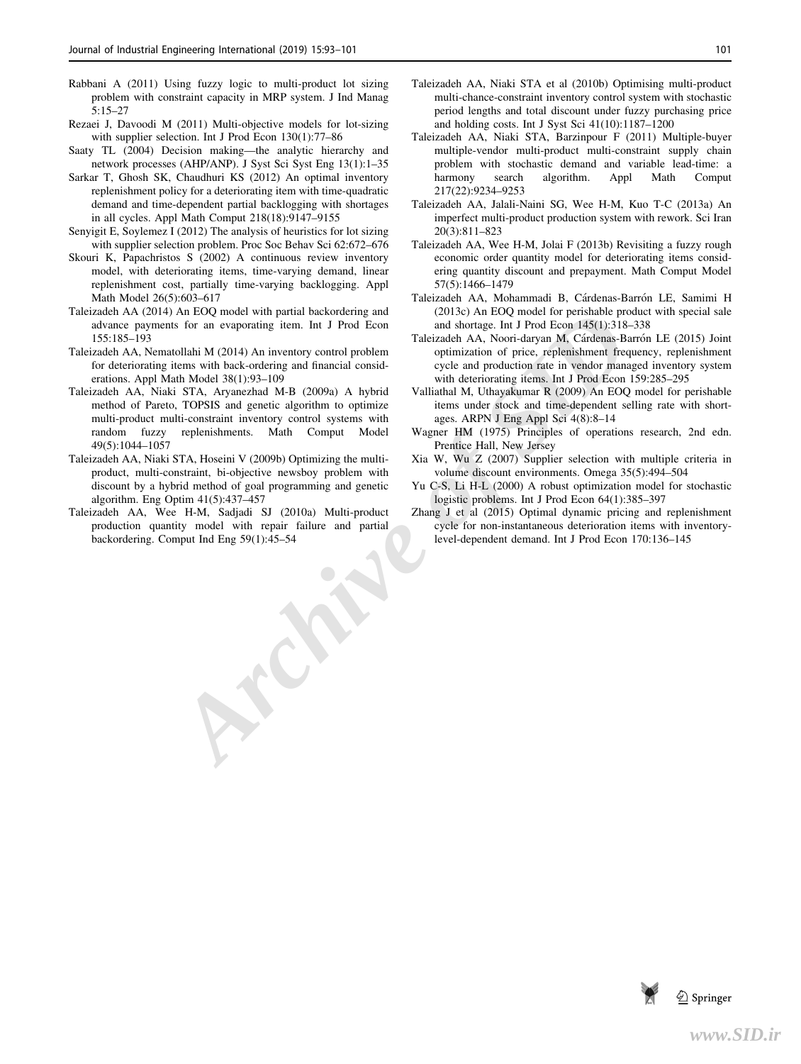Rabbani A (2011) Using fuzzy logic to multi-product lot sizing problem with constraint capacity in MRP system. J Ind Manag 5:15–27

Rezaei J, Davoodi M (2011) Multi-objective models for lot-sizing with supplier selection. Int J Prod Econ 130(1):77–86

Saaty TL (2004) Decision making—the analytic hierarchy and network processes (AHP/ANP). J Syst Sci Syst Eng 13(1):1–35

Sarkar T, Ghosh SK, Chaudhuri KS (2012) An optimal inventory replenishment policy for a deteriorating item with time-quadratic demand and time-dependent partial backlogging with shortages in all cycles. Appl Math Comput 218(18):9147–9155

Senyigit E, Soylemez I (2012) The analysis of heuristics for lot sizing with supplier selection problem. Proc Soc Behav Sci 62:672–676

Skouri K, Papachristos S (2002) A continuous review inventory model, with deteriorating items, time-varying demand, linear replenishment cost, partially time-varying backlogging. Appl Math Model 26(5):603–617

Taleizadeh AA (2014) An EOQ model with partial backordering and advance payments for an evaporating item. Int J Prod Econ 155:185–193

Taleizadeh AA, Nematollahi M (2014) An inventory control problem for deteriorating items with back-ordering and financial considerations. Appl Math Model 38(1):93–109

Taleizadeh AA, Niaki STA, Aryanezhad M-B (2009a) A hybrid method of Pareto, TOPSIS and genetic algorithm to optimize multi-product multi-constraint inventory control systems with random fuzzy replenishments. Math Comput Model 49(5):1044–1057

Taleizadeh AA, Niaki STA, Hoseini V (2009b) Optimizing the multi-product, multi-constraint, bi-objective newsboy problem with discount by a hybrid method of goal programming and genetic algorithm. Eng Optim 41(5):437–457

Taleizadeh AA, Wee H-M, Sadjadi SJ (2010a) Multi-product production quantity model with repair failure and partial backordering. Comput Ind Eng 59(1):45–54

Taleizadeh AA, Niaki STA et al (2010b) Optimising multi-product multi-chance-constraint inventory control system with stochastic period lengths and total discount under fuzzy purchasing price and holding costs. Int J Syst Sci 41(10):1187–1200

Taleizadeh AA, Niaki STA, Barzinpour F (2011) Multiple-buyer multiple-vendor multi-product multi-constraint supply chain problem with stochastic demand and variable lead-time: a harmony search algorithm. Appl Math Comput 217(22):9234–9253

Taleizadeh AA, Jalali-Naini SG, Wee H-M, Kuo T-C (2013a) An imperfect multi-product production system with rework. Sci Iran 20(3):811–823

Taleizadeh AA, Wee H-M, Jolai F (2013b) Revisiting a fuzzy rough economic order quantity model for deteriorating items considering quantity discount and prepayment. Math Comput Model 57(5):1466–1479

Taleizadeh AA, Mohammadi B, Cárdenas-Barrón LE, Samimi H (2013c) An EOQ model for perishable product with special sale and shortage. Int J Prod Econ 145(1):318–338

Taleizadeh AA, Noori-daryan M, Cárdenas-Barrón LE (2015) Joint optimization of price, replenishment frequency, replenishment cycle and production rate in vendor managed inventory system with deteriorating items. Int J Prod Econ 159:285–295

Valliathal M, Uthayakumar R (2009) An EOQ model for perishable items under stock and time-dependent selling rate with shortages. ARPN J Eng Appl Sci 4(8):8–14

Wagner HM (1975) Principles of operations research, 2nd edn. Prentice Hall, New Jersey

Xia W, Wu Z (2007) Supplier selection with multiple criteria in volume discount environments. Omega 35(5):494–504

Yu C-S, Li H-L (2000) A robust optimization model for stochastic logistic problems. Int J Prod Econ 64(1):385–397

Zhang J et al (2015) Optimal dynamic pricing and replenishment cycle for non-instantaneous deterioration items with inventory-level-dependent demand. Int J Prod Econ 170:136–145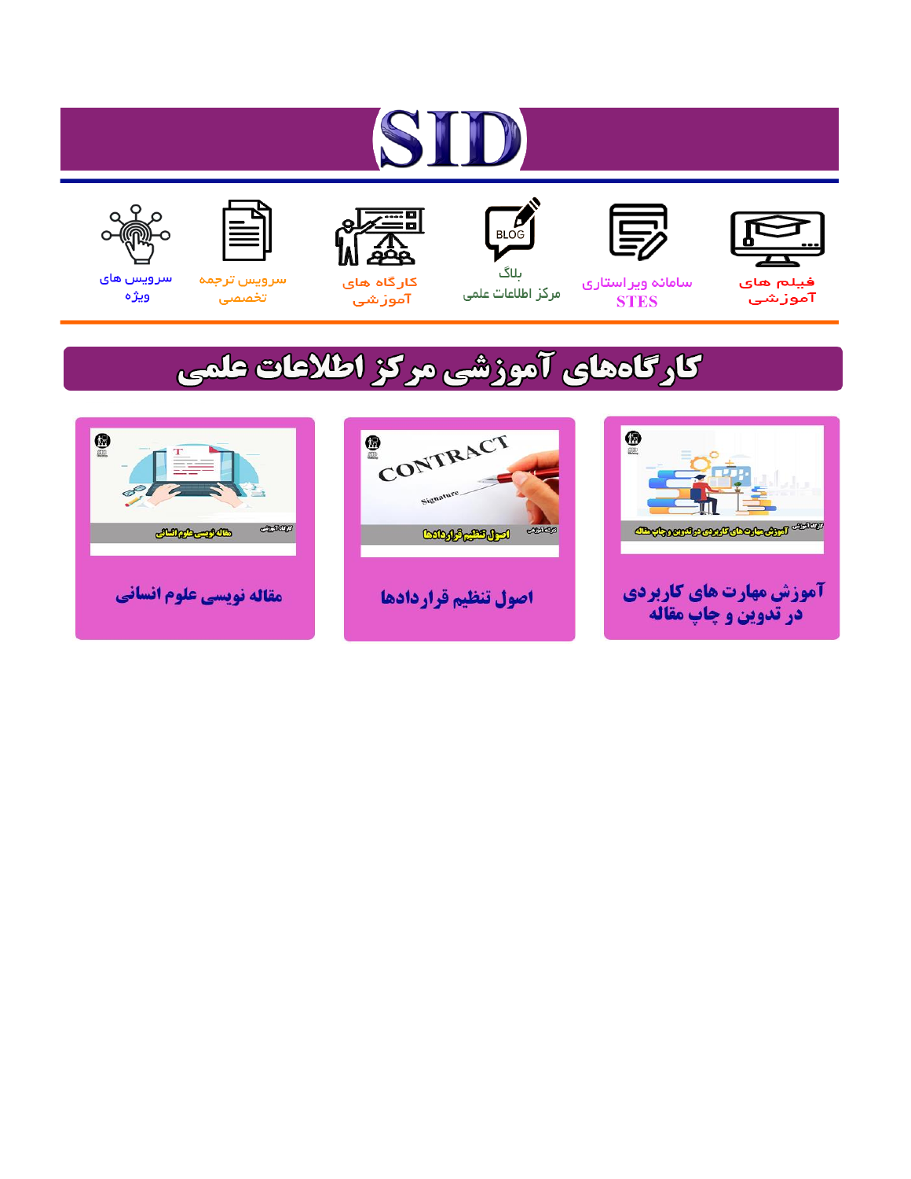# SID

فیلم های آموزشی

سامانه ویراستاری STES

بلاگ مرکز اطلاعات علمی

کارگاه های آموزشی

سرویس ترجمه تخصصی

سرویس های ویژه

## کارگاه‌های آموزشی مرکز اطلاعات علمی

آموزش مهارت های کاربردی در تدوین و چاپ مقاله

اصول تنظیم قراردادها

مقاله نویسی علوم انسانی